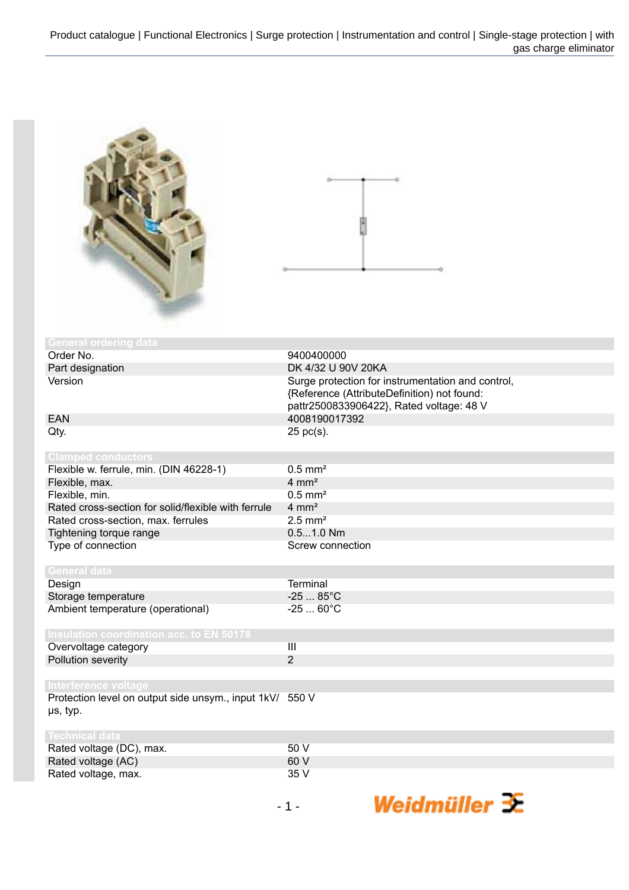Product catalogue | Functional Electronics | Surge protection | Instrumentation and control | Single-stage protection | with gas charge eliminator

## General ordering data

| | |
|---|---|
| Order No. | 9400400000 |
| Part designation | DK 4/32 U 90V 20KA |
| Version | Surge protection for instrumentation and control, {Reference (AttributeDefinition) not found: pattr2500833906422}, Rated voltage: 48 V |
| EAN | 4008190017392 |
| Qty. | 25 pc(s). |

## Clamped conductors

| | |
|---|---|
| Flexible w. ferrule, min. (DIN 46228-1) | 0.5 mm² |
| Flexible, max. | 4 mm² |
| Flexible, min. | 0.5 mm² |
| Rated cross-section for solid/flexible with ferrule | 4 mm² |
| Rated cross-section, max. ferrules | 2.5 mm² |
| Tightening torque range | 0.5...1.0 Nm |
| Type of connection | Screw connection |

## General data

| | |
|---|---|
| Design | Terminal |
| Storage temperature | -25 ... 85°C |
| Ambient temperature (operational) | -25 ... 60°C |

## Insulation coordination acc. to EN 50178

| | |
|---|---|
| Overvoltage category | III |
| Pollution severity | 2 |

## Interference voltage

| | |
|---|---|
| Protection level on output side unsym., input 1kV/µs, typ. | 550 V |

## Technical data

| | |
|---|---|
| Rated voltage (DC), max. | 50 V |
| Rated voltage (AC) | 60 V |
| Rated voltage, max. | 35 V |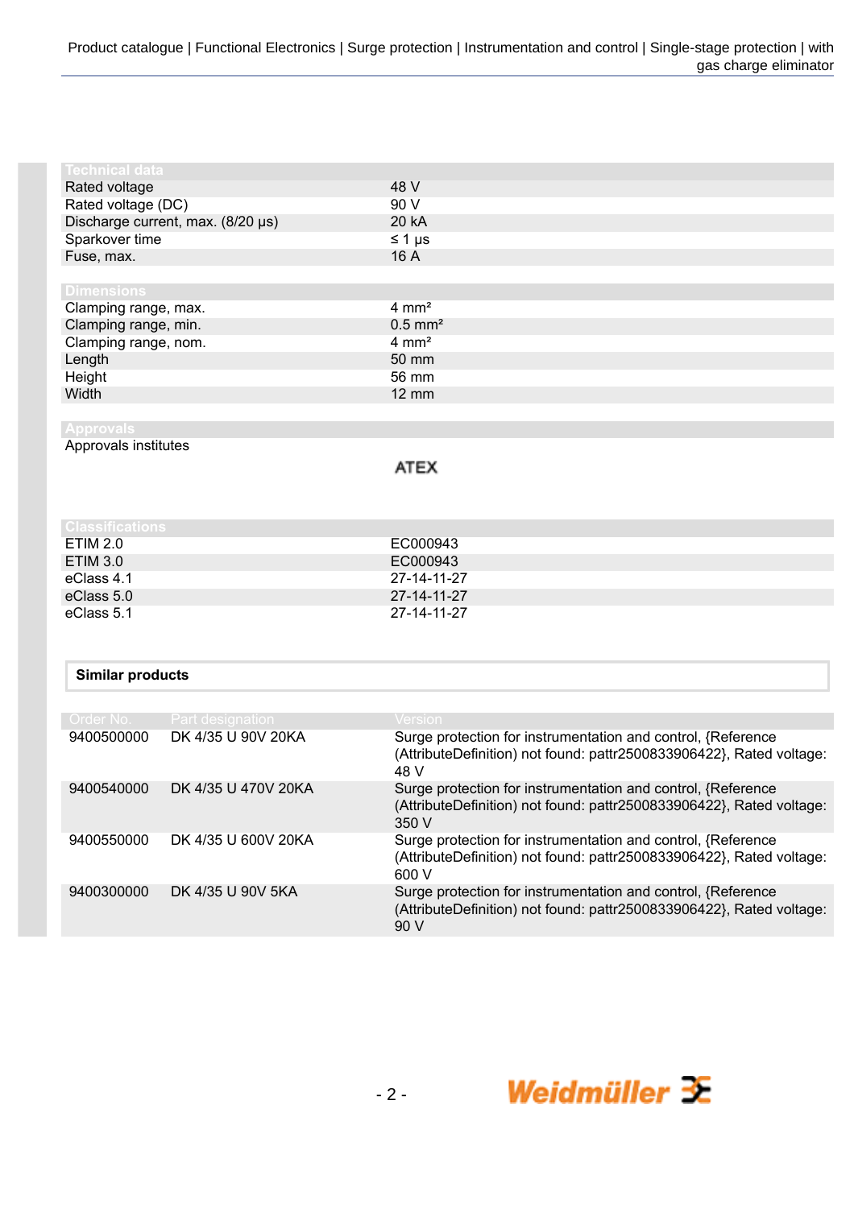## Technical data

| | |
|---|---|
| Rated voltage | 48 V |
| Rated voltage (DC) | 90 V |
| Discharge current, max. (8/20 µs) | 20 kA |
| Sparkover time | ≤ 1 µs |
| Fuse, max. | 16 A |

## Dimensions

| | |
|---|---|
| Clamping range, max. | 4 mm² |
| Clamping range, min. | 0.5 mm² |
| Clamping range, nom. | 4 mm² |
| Length | 50 mm |
| Height | 56 mm |
| Width | 12 mm |

## Approvals

| | |
|---|---|
| Approvals institutes | ATEX |

## Classifications

| | |
|---|---|
| ETIM 2.0 | EC000943 |
| ETIM 3.0 | EC000943 |
| eClass 4.1 | 27-14-11-27 |
| eClass 5.0 | 27-14-11-27 |
| eClass 5.1 | 27-14-11-27 |

## Similar products

| Order No. | Part designation | Version |
|---|---|---|
| 9400500000 | DK 4/35 U 90V 20KA | Surge protection for instrumentation and control, {Reference (AttributeDefinition) not found: pattr2500833906422}, Rated voltage: 48 V |
| 9400540000 | DK 4/35 U 470V 20KA | Surge protection for instrumentation and control, {Reference (AttributeDefinition) not found: pattr2500833906422}, Rated voltage: 350 V |
| 9400550000 | DK 4/35 U 600V 20KA | Surge protection for instrumentation and control, {Reference (AttributeDefinition) not found: pattr2500833906422}, Rated voltage: 600 V |
| 9400300000 | DK 4/35 U 90V 5KA | Surge protection for instrumentation and control, {Reference (AttributeDefinition) not found: pattr2500833906422}, Rated voltage: 90 V |